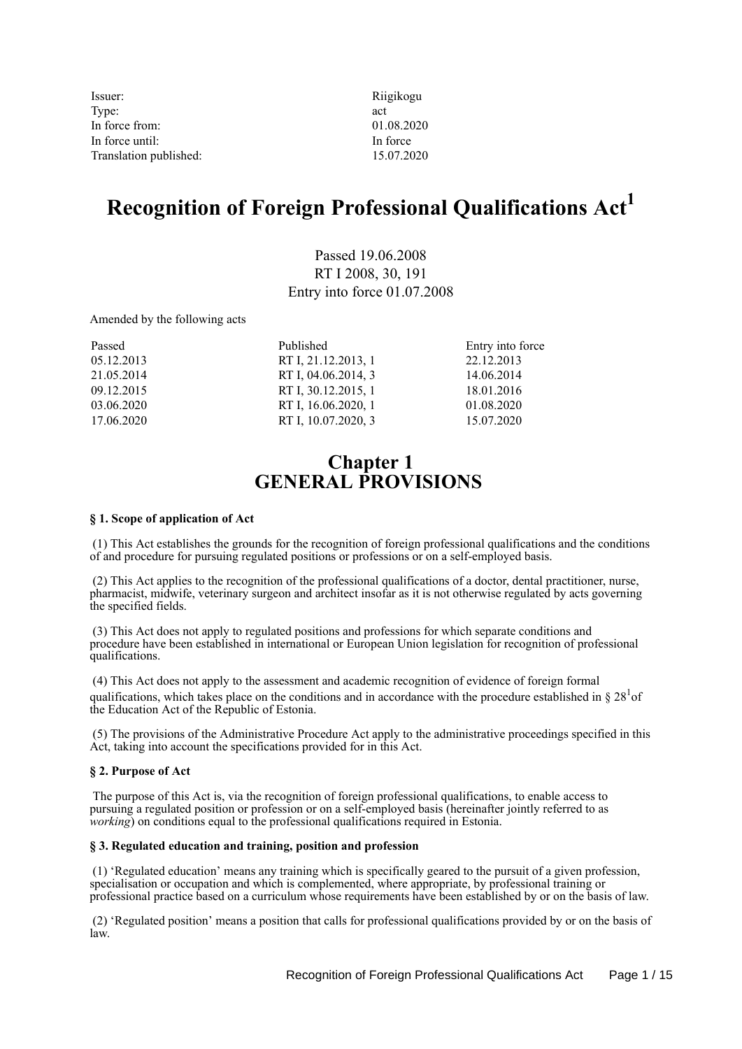| | |
|---|---|
| Issuer: | Riigikogu |
| Type: | act |
| In force from: | 01.08.2020 |
| In force until: | In force |
| Translation published: | 15.07.2020 |

# Recognition of Foreign Professional Qualifications Act[1]

Passed 19.06.2008
RT I 2008, 30, 191
Entry into force 01.07.2008

Amended by the following acts

| Passed | Published | Entry into force |
|---|---|---|
| 05.12.2013 | RT I, 21.12.2013, 1 | 22.12.2013 |
| 21.05.2014 | RT I, 04.06.2014, 3 | 14.06.2014 |
| 09.12.2015 | RT I, 30.12.2015, 1 | 18.01.2016 |
| 03.06.2020 | RT I, 16.06.2020, 1 | 01.08.2020 |
| 17.06.2020 | RT I, 10.07.2020, 3 | 15.07.2020 |

## Chapter 1 GENERAL PROVISIONS

**§ 1. Scope of application of Act**

(1) This Act establishes the grounds for the recognition of foreign professional qualifications and the conditions of and procedure for pursuing regulated positions or professions or on a self-employed basis.

(2) This Act applies to the recognition of the professional qualifications of a doctor, dental practitioner, nurse, pharmacist, midwife, veterinary surgeon and architect insofar as it is not otherwise regulated by acts governing the specified fields.

(3) This Act does not apply to regulated positions and professions for which separate conditions and procedure have been established in international or European Union legislation for recognition of professional qualifications.

(4) This Act does not apply to the assessment and academic recognition of evidence of foreign formal qualifications, which takes place on the conditions and in accordance with the procedure established in § 28[1] of the Education Act of the Republic of Estonia.

(5) The provisions of the Administrative Procedure Act apply to the administrative proceedings specified in this Act, taking into account the specifications provided for in this Act.

**§ 2. Purpose of Act**

The purpose of this Act is, via the recognition of foreign professional qualifications, to enable access to pursuing a regulated position or profession or on a self-employed basis (hereinafter jointly referred to as *working*) on conditions equal to the professional qualifications required in Estonia.

**§ 3. Regulated education and training, position and profession**

(1) 'Regulated education' means any training which is specifically geared to the pursuit of a given profession, specialisation or occupation and which is complemented, where appropriate, by professional training or professional practice based on a curriculum whose requirements have been established by or on the basis of law.

(2) 'Regulated position' means a position that calls for professional qualifications provided by or on the basis of law.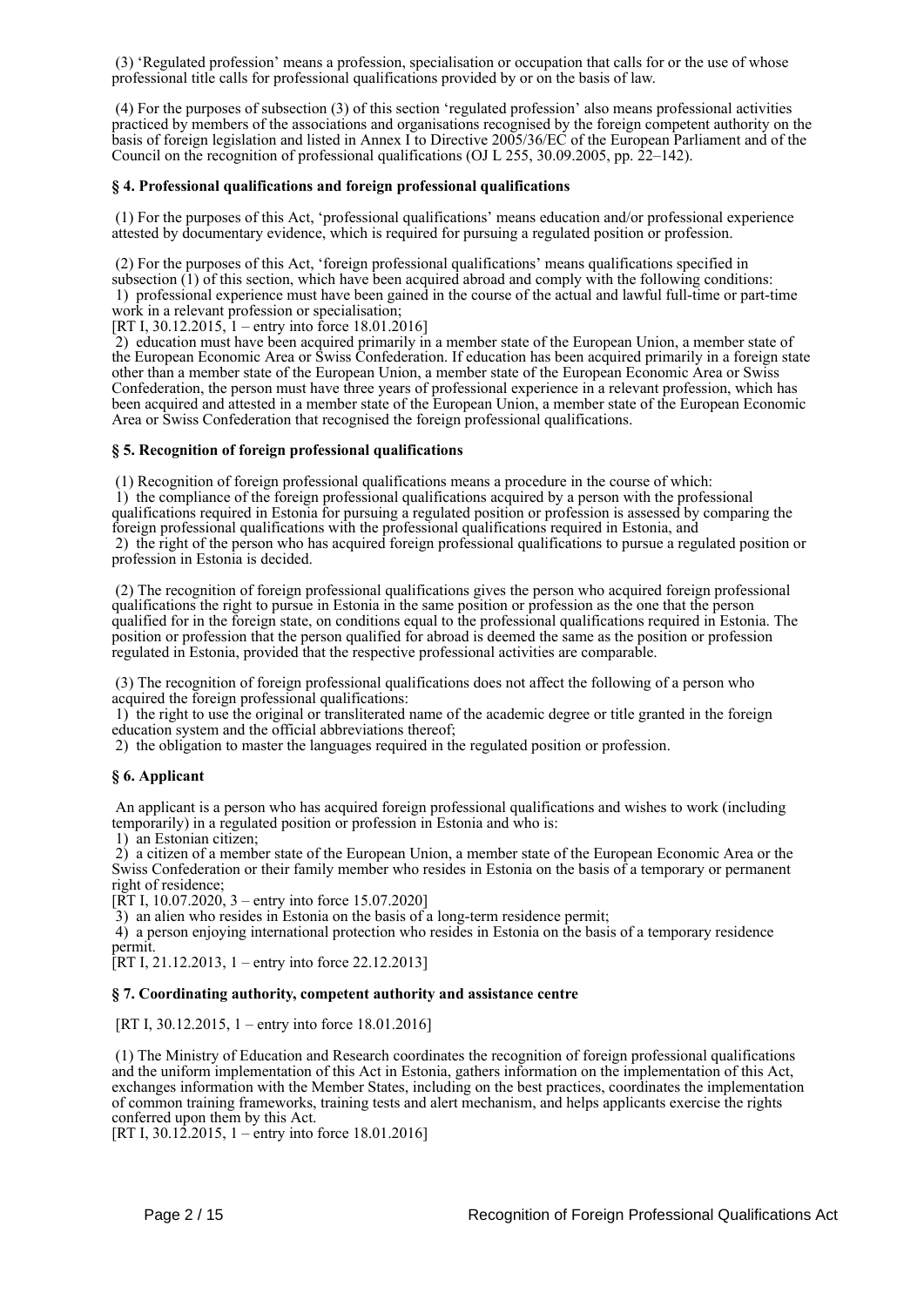(3) 'Regulated profession' means a profession, specialisation or occupation that calls for or the use of whose professional title calls for professional qualifications provided by or on the basis of law.

(4) For the purposes of subsection (3) of this section 'regulated profession' also means professional activities practiced by members of the associations and organisations recognised by the foreign competent authority on the basis of foreign legislation and listed in Annex I to Directive 2005/36/EC of the European Parliament and of the Council on the recognition of professional qualifications (OJ L 255, 30.09.2005, pp. 22–142).

### § 4. Professional qualifications and foreign professional qualifications

(1) For the purposes of this Act, 'professional qualifications' means education and/or professional experience attested by documentary evidence, which is required for pursuing a regulated position or profession.

(2) For the purposes of this Act, 'foreign professional qualifications' means qualifications specified in subsection (1) of this section, which have been acquired abroad and comply with the following conditions:
1) professional experience must have been gained in the course of the actual and lawful full-time or part-time work in a relevant profession or specialisation;
[RT I, 30.12.2015, 1 – entry into force 18.01.2016]
2) education must have been acquired primarily in a member state of the European Union, a member state of the European Economic Area or Swiss Confederation. If education has been acquired primarily in a foreign state other than a member state of the European Union, a member state of the European Economic Area or Swiss Confederation, the person must have three years of professional experience in a relevant profession, which has been acquired and attested in a member state of the European Union, a member state of the European Economic Area or Swiss Confederation that recognised the foreign professional qualifications.

### § 5. Recognition of foreign professional qualifications

(1) Recognition of foreign professional qualifications means a procedure in the course of which:
1) the compliance of the foreign professional qualifications acquired by a person with the professional qualifications required in Estonia for pursuing a regulated position or profession is assessed by comparing the foreign professional qualifications with the professional qualifications required in Estonia, and
2) the right of the person who has acquired foreign professional qualifications to pursue a regulated position or profession in Estonia is decided.

(2) The recognition of foreign professional qualifications gives the person who acquired foreign professional qualifications the right to pursue in Estonia in the same position or profession as the one that the person qualified for in the foreign state, on conditions equal to the professional qualifications required in Estonia. The position or profession that the person qualified for abroad is deemed the same as the position or profession regulated in Estonia, provided that the respective professional activities are comparable.

(3) The recognition of foreign professional qualifications does not affect the following of a person who acquired the foreign professional qualifications:
1) the right to use the original or transliterated name of the academic degree or title granted in the foreign education system and the official abbreviations thereof;
2) the obligation to master the languages required in the regulated position or profession.

### § 6. Applicant

An applicant is a person who has acquired foreign professional qualifications and wishes to work (including temporarily) in a regulated position or profession in Estonia and who is:
1) an Estonian citizen;
2) a citizen of a member state of the European Union, a member state of the European Economic Area or the Swiss Confederation or their family member who resides in Estonia on the basis of a temporary or permanent right of residence;
[RT I, 10.07.2020, 3 – entry into force 15.07.2020]
3) an alien who resides in Estonia on the basis of a long-term residence permit;
4) a person enjoying international protection who resides in Estonia on the basis of a temporary residence permit.
[RT I, 21.12.2013, 1 – entry into force 22.12.2013]

### § 7. Coordinating authority, competent authority and assistance centre

[RT I, 30.12.2015, 1 – entry into force 18.01.2016]

(1) The Ministry of Education and Research coordinates the recognition of foreign professional qualifications and the uniform implementation of this Act in Estonia, gathers information on the implementation of this Act, exchanges information with the Member States, including on the best practices, coordinates the implementation of common training frameworks, training tests and alert mechanism, and helps applicants exercise the rights conferred upon them by this Act.
[RT I, 30.12.2015, 1 – entry into force 18.01.2016]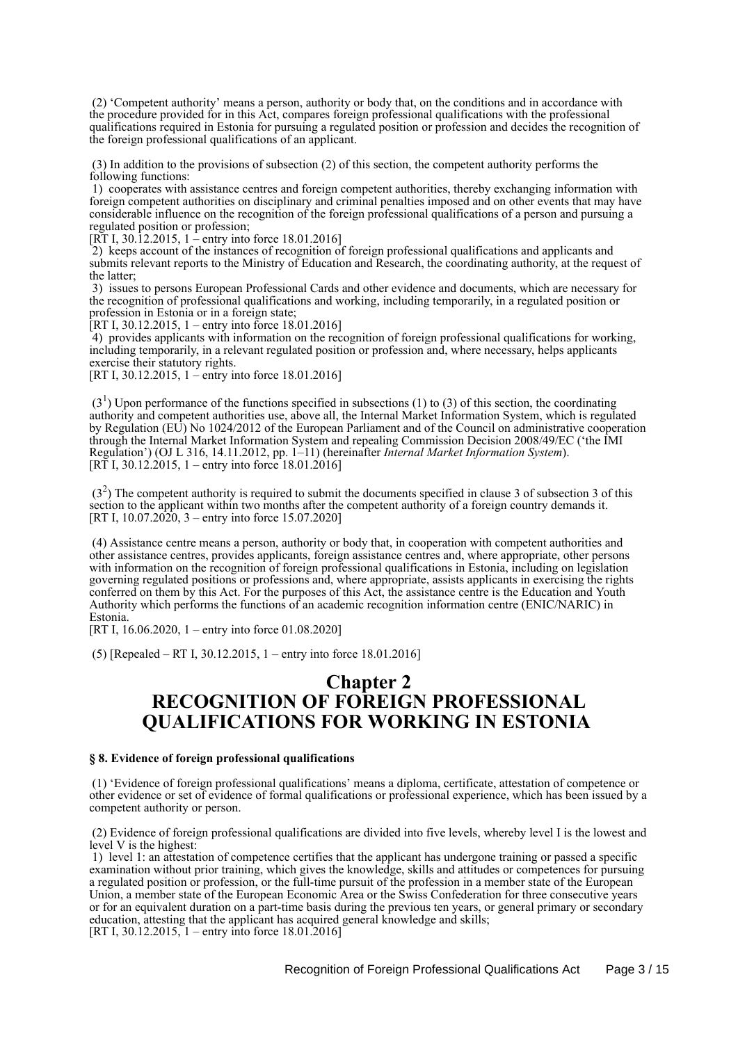(2) 'Competent authority' means a person, authority or body that, on the conditions and in accordance with the procedure provided for in this Act, compares foreign professional qualifications with the professional qualifications required in Estonia for pursuing a regulated position or profession and decides the recognition of the foreign professional qualifications of an applicant.

(3) In addition to the provisions of subsection (2) of this section, the competent authority performs the following functions:

1) cooperates with assistance centres and foreign competent authorities, thereby exchanging information with foreign competent authorities on disciplinary and criminal penalties imposed and on other events that may have considerable influence on the recognition of the foreign professional qualifications of a person and pursuing a regulated position or profession;
[RT I, 30.12.2015, 1 – entry into force 18.01.2016]

2) keeps account of the instances of recognition of foreign professional qualifications and applicants and submits relevant reports to the Ministry of Education and Research, the coordinating authority, at the request of the latter;

3) issues to persons European Professional Cards and other evidence and documents, which are necessary for the recognition of professional qualifications and working, including temporarily, in a regulated position or profession in Estonia or in a foreign state;
[RT I, 30.12.2015, 1 – entry into force 18.01.2016]

4) provides applicants with information on the recognition of foreign professional qualifications for working, including temporarily, in a relevant regulated position or profession and, where necessary, helps applicants exercise their statutory rights.
[RT I, 30.12.2015, 1 – entry into force 18.01.2016]

($3^1$) Upon performance of the functions specified in subsections (1) to (3) of this section, the coordinating authority and competent authorities use, above all, the Internal Market Information System, which is regulated by Regulation (EU) No 1024/2012 of the European Parliament and of the Council on administrative cooperation through the Internal Market Information System and repealing Commission Decision 2008/49/EC ('the IMI Regulation') (OJ L 316, 14.11.2012, pp. 1–11) (hereinafter *Internal Market Information System*).
[RT I, 30.12.2015, 1 – entry into force 18.01.2016]

($3^2$) The competent authority is required to submit the documents specified in clause 3 of subsection 3 of this section to the applicant within two months after the competent authority of a foreign country demands it.
[RT I, 10.07.2020, 3 – entry into force 15.07.2020]

(4) Assistance centre means a person, authority or body that, in cooperation with competent authorities and other assistance centres, provides applicants, foreign assistance centres and, where appropriate, other persons with information on the recognition of foreign professional qualifications in Estonia, including on legislation governing regulated positions or professions and, where appropriate, assists applicants in exercising the rights conferred on them by this Act. For the purposes of this Act, the assistance centre is the Education and Youth Authority which performs the functions of an academic recognition information centre (ENIC/NARIC) in Estonia.
[RT I, 16.06.2020, 1 – entry into force 01.08.2020]

(5) [Repealed – RT I, 30.12.2015, 1 – entry into force 18.01.2016]

# Chapter 2
# RECOGNITION OF FOREIGN PROFESSIONAL QUALIFICATIONS FOR WORKING IN ESTONIA

**§ 8. Evidence of foreign professional qualifications**

(1) 'Evidence of foreign professional qualifications' means a diploma, certificate, attestation of competence or other evidence or set of evidence of formal qualifications or professional experience, which has been issued by a competent authority or person.

(2) Evidence of foreign professional qualifications are divided into five levels, whereby level I is the lowest and level V is the highest:

1) level 1: an attestation of competence certifies that the applicant has undergone training or passed a specific examination without prior training, which gives the knowledge, skills and attitudes or competences for pursuing a regulated position or profession, or the full-time pursuit of the profession in a member state of the European Union, a member state of the European Economic Area or the Swiss Confederation for three consecutive years or for an equivalent duration on a part-time basis during the previous ten years, or general primary or secondary education, attesting that the applicant has acquired general knowledge and skills;
[RT I, 30.12.2015, 1 – entry into force 18.01.2016]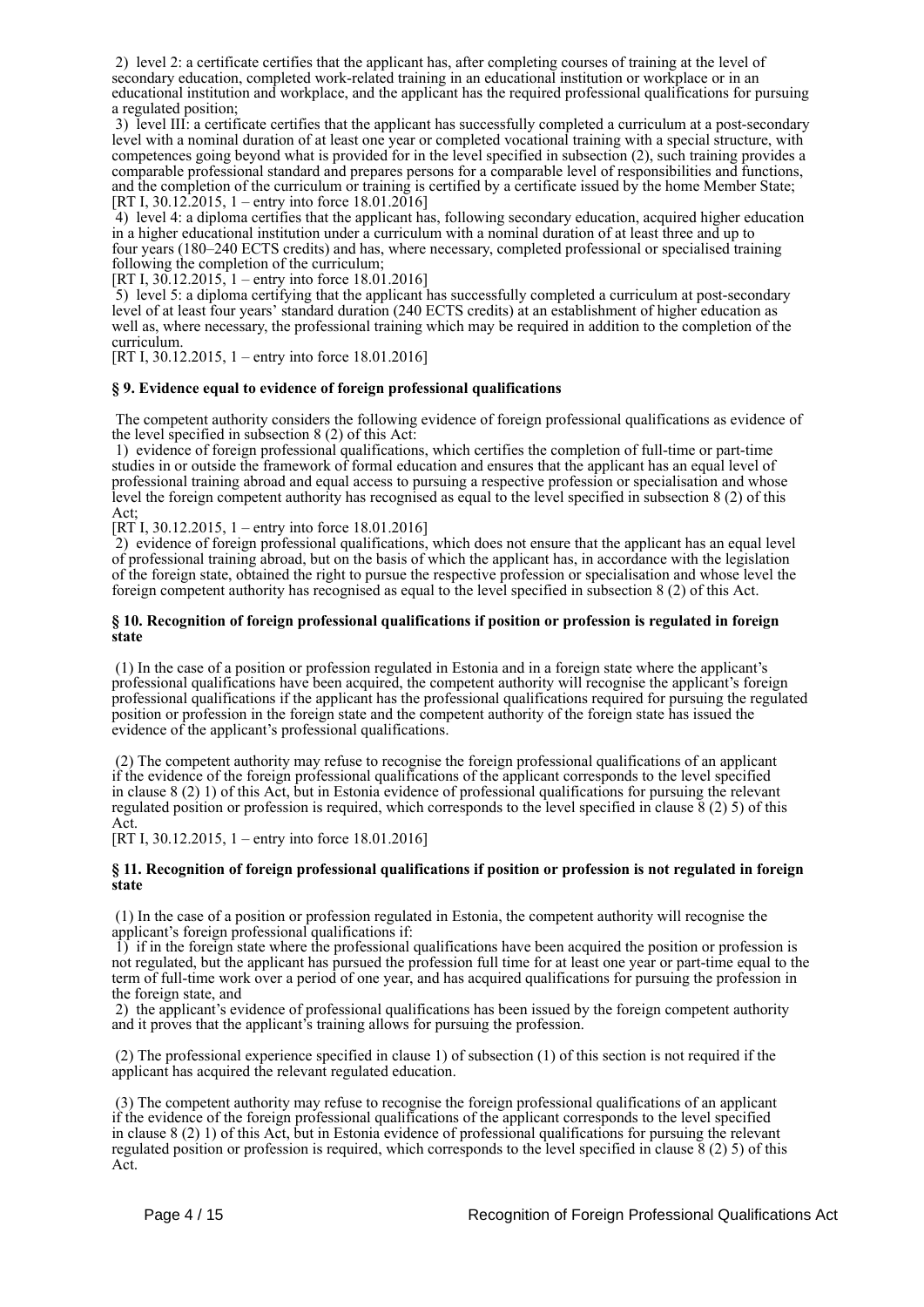2) level 2: a certificate certifies that the applicant has, after completing courses of training at the level of secondary education, completed work-related training in an educational institution or workplace or in an educational institution and workplace, and the applicant has the required professional qualifications for pursuing a regulated position;

3) level III: a certificate certifies that the applicant has successfully completed a curriculum at a post-secondary level with a nominal duration of at least one year or completed vocational training with a special structure, with competences going beyond what is provided for in the level specified in subsection (2), such training provides a comparable professional standard and prepares persons for a comparable level of responsibilities and functions, and the completion of the curriculum or training is certified by a certificate issued by the home Member State;
[RT I, 30.12.2015, 1 – entry into force 18.01.2016]

4) level 4: a diploma certifies that the applicant has, following secondary education, acquired higher education in a higher educational institution under a curriculum with a nominal duration of at least three and up to four years (180–240 ECTS credits) and has, where necessary, completed professional or specialised training following the completion of the curriculum;
[RT I, 30.12.2015, 1 – entry into force 18.01.2016]

5) level 5: a diploma certifying that the applicant has successfully completed a curriculum at post-secondary level of at least four years' standard duration (240 ECTS credits) at an establishment of higher education as well as, where necessary, the professional training which may be required in addition to the completion of the curriculum.
[RT I, 30.12.2015, 1 – entry into force 18.01.2016]

### § 9. Evidence equal to evidence of foreign professional qualifications

The competent authority considers the following evidence of foreign professional qualifications as evidence of the level specified in subsection 8 (2) of this Act:

1) evidence of foreign professional qualifications, which certifies the completion of full-time or part-time studies in or outside the framework of formal education and ensures that the applicant has an equal level of professional training abroad and equal access to pursuing a respective profession or specialisation and whose level the foreign competent authority has recognised as equal to the level specified in subsection 8 (2) of this Act;
[RT I, 30.12.2015, 1 – entry into force 18.01.2016]

2) evidence of foreign professional qualifications, which does not ensure that the applicant has an equal level of professional training abroad, but on the basis of which the applicant has, in accordance with the legislation of the foreign state, obtained the right to pursue the respective profession or specialisation and whose level the foreign competent authority has recognised as equal to the level specified in subsection 8 (2) of this Act.

### § 10. Recognition of foreign professional qualifications if position or profession is regulated in foreign state

(1) In the case of a position or profession regulated in Estonia and in a foreign state where the applicant's professional qualifications have been acquired, the competent authority will recognise the applicant's foreign professional qualifications if the applicant has the professional qualifications required for pursuing the regulated position or profession in the foreign state and the competent authority of the foreign state has issued the evidence of the applicant's professional qualifications.

(2) The competent authority may refuse to recognise the foreign professional qualifications of an applicant if the evidence of the foreign professional qualifications of the applicant corresponds to the level specified in clause 8 (2) 1) of this Act, but in Estonia evidence of professional qualifications for pursuing the relevant regulated position or profession is required, which corresponds to the level specified in clause 8 (2) 5) of this Act.
[RT I, 30.12.2015, 1 – entry into force 18.01.2016]

### § 11. Recognition of foreign professional qualifications if position or profession is not regulated in foreign state

(1) In the case of a position or profession regulated in Estonia, the competent authority will recognise the applicant's foreign professional qualifications if:

1) if in the foreign state where the professional qualifications have been acquired the position or profession is not regulated, but the applicant has pursued the profession full time for at least one year or part-time equal to the term of full-time work over a period of one year, and has acquired qualifications for pursuing the profession in the foreign state, and

2) the applicant's evidence of professional qualifications has been issued by the foreign competent authority and it proves that the applicant's training allows for pursuing the profession.

(2) The professional experience specified in clause 1) of subsection (1) of this section is not required if the applicant has acquired the relevant regulated education.

(3) The competent authority may refuse to recognise the foreign professional qualifications of an applicant if the evidence of the foreign professional qualifications of the applicant corresponds to the level specified in clause 8 (2) 1) of this Act, but in Estonia evidence of professional qualifications for pursuing the relevant regulated position or profession is required, which corresponds to the level specified in clause 8 (2) 5) of this Act.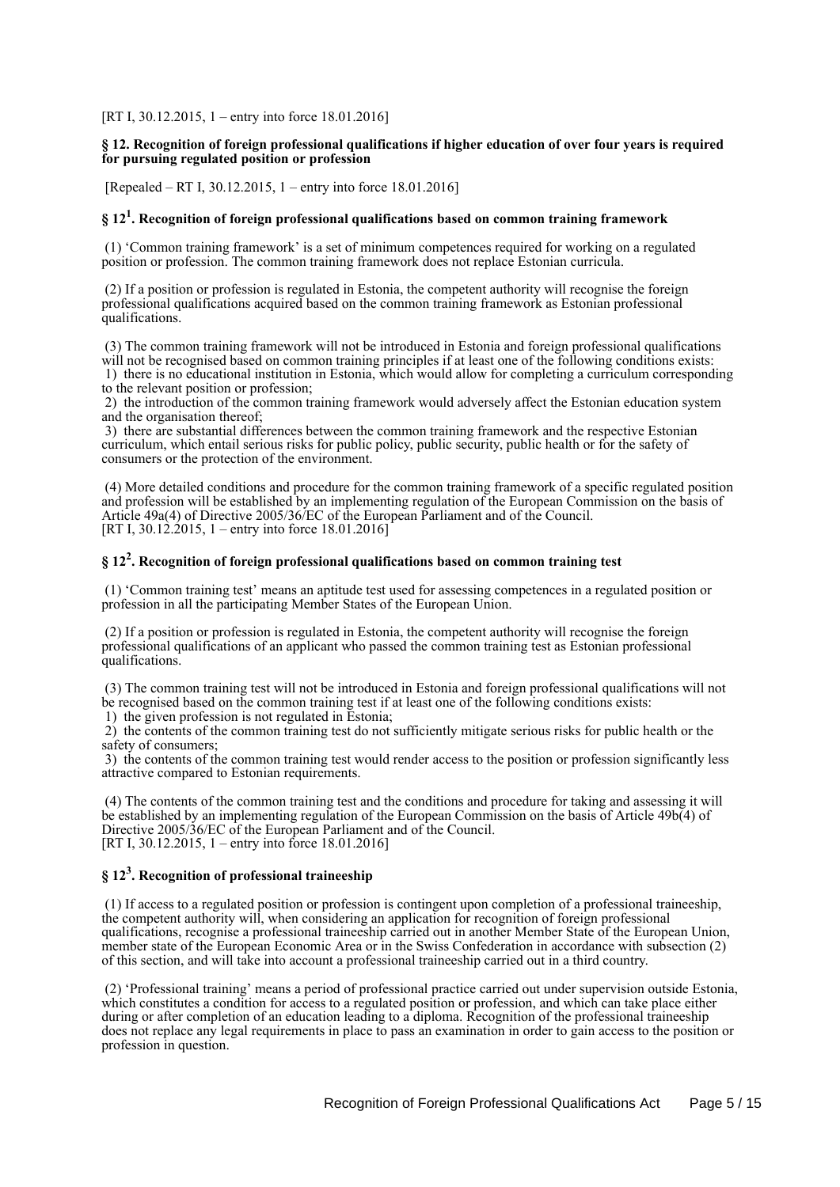[RT I, 30.12.2015, 1 – entry into force 18.01.2016]

### § 12. Recognition of foreign professional qualifications if higher education of over four years is required for pursuing regulated position or profession

[Repealed – RT I, 30.12.2015, 1 – entry into force 18.01.2016]

### § 12[1]. Recognition of foreign professional qualifications based on common training framework

(1) 'Common training framework' is a set of minimum competences required for working on a regulated position or profession. The common training framework does not replace Estonian curricula.

(2) If a position or profession is regulated in Estonia, the competent authority will recognise the foreign professional qualifications acquired based on the common training framework as Estonian professional qualifications.

(3) The common training framework will not be introduced in Estonia and foreign professional qualifications will not be recognised based on common training principles if at least one of the following conditions exists:
1) there is no educational institution in Estonia, which would allow for completing a curriculum corresponding to the relevant position or profession;
2) the introduction of the common training framework would adversely affect the Estonian education system and the organisation thereof;
3) there are substantial differences between the common training framework and the respective Estonian curriculum, which entail serious risks for public policy, public security, public health or for the safety of consumers or the protection of the environment.

(4) More detailed conditions and procedure for the common training framework of a specific regulated position and profession will be established by an implementing regulation of the European Commission on the basis of Article 49a(4) of Directive 2005/36/EC of the European Parliament and of the Council.
[RT I, 30.12.2015, 1 – entry into force 18.01.2016]

### § 12[2]. Recognition of foreign professional qualifications based on common training test

(1) 'Common training test' means an aptitude test used for assessing competences in a regulated position or profession in all the participating Member States of the European Union.

(2) If a position or profession is regulated in Estonia, the competent authority will recognise the foreign professional qualifications of an applicant who passed the common training test as Estonian professional qualifications.

(3) The common training test will not be introduced in Estonia and foreign professional qualifications will not be recognised based on the common training test if at least one of the following conditions exists:
1) the given profession is not regulated in Estonia;
2) the contents of the common training test do not sufficiently mitigate serious risks for public health or the safety of consumers;
3) the contents of the common training test would render access to the position or profession significantly less attractive compared to Estonian requirements.

(4) The contents of the common training test and the conditions and procedure for taking and assessing it will be established by an implementing regulation of the European Commission on the basis of Article 49b(4) of Directive 2005/36/EC of the European Parliament and of the Council.
[RT I, 30.12.2015, 1 – entry into force 18.01.2016]

### § 12[3]. Recognition of professional traineeship

(1) If access to a regulated position or profession is contingent upon completion of a professional traineeship, the competent authority will, when considering an application for recognition of foreign professional qualifications, recognise a professional traineeship carried out in another Member State of the European Union, member state of the European Economic Area or in the Swiss Confederation in accordance with subsection (2) of this section, and will take into account a professional traineeship carried out in a third country.

(2) 'Professional training' means a period of professional practice carried out under supervision outside Estonia, which constitutes a condition for access to a regulated position or profession, and which can take place either during or after completion of an education leading to a diploma. Recognition of the professional traineeship does not replace any legal requirements in place to pass an examination in order to gain access to the position or profession in question.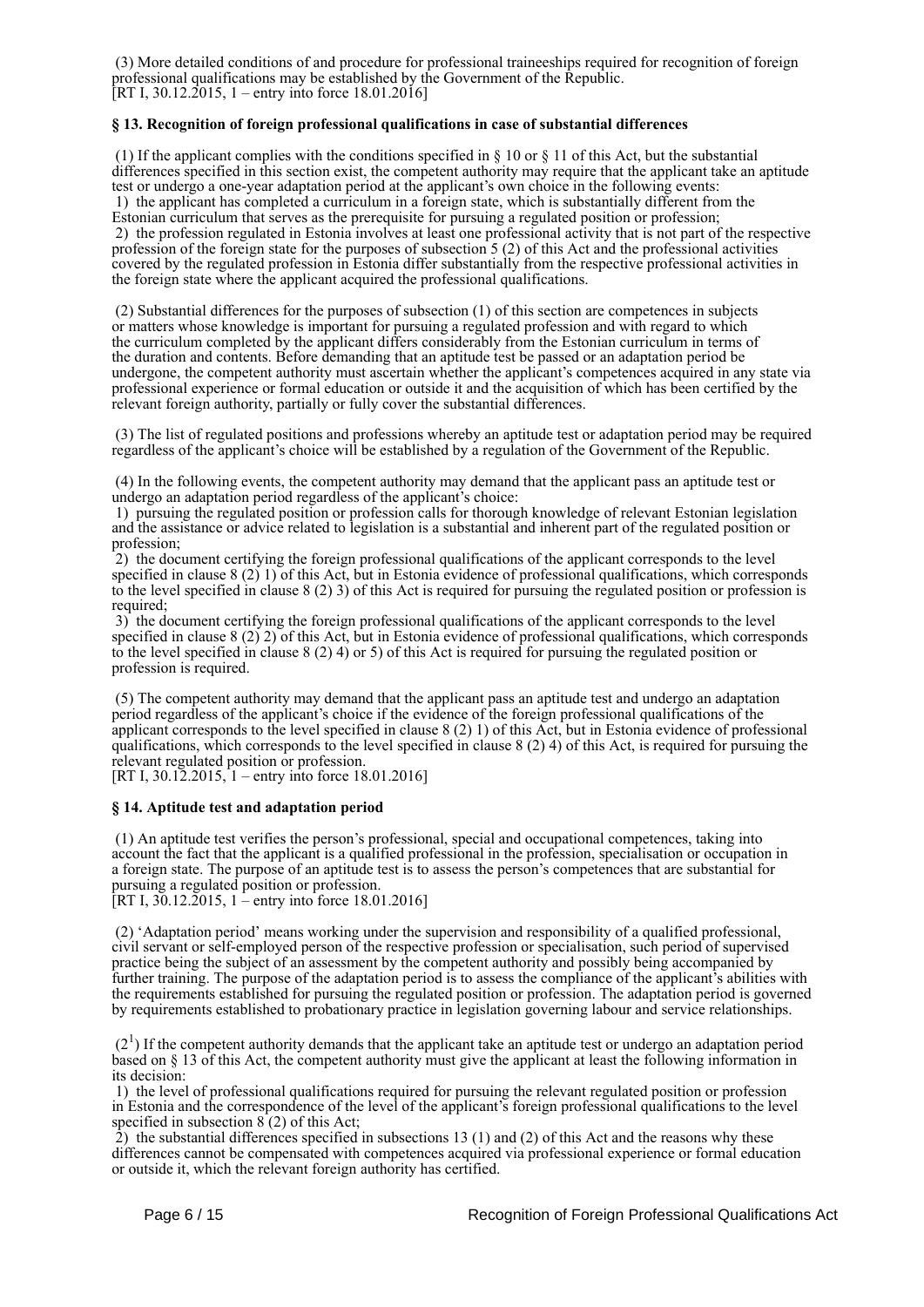(3) More detailed conditions of and procedure for professional traineeships required for recognition of foreign professional qualifications may be established by the Government of the Republic.
[RT I, 30.12.2015, 1 – entry into force 18.01.2016]

### § 13. Recognition of foreign professional qualifications in case of substantial differences

(1) If the applicant complies with the conditions specified in § 10 or § 11 of this Act, but the substantial differences specified in this section exist, the competent authority may require that the applicant take an aptitude test or undergo a one-year adaptation period at the applicant's own choice in the following events:
1) the applicant has completed a curriculum in a foreign state, which is substantially different from the Estonian curriculum that serves as the prerequisite for pursuing a regulated position or profession;
2) the profession regulated in Estonia involves at least one professional activity that is not part of the respective profession of the foreign state for the purposes of subsection 5 (2) of this Act and the professional activities covered by the regulated profession in Estonia differ substantially from the respective professional activities in the foreign state where the applicant acquired the professional qualifications.

(2) Substantial differences for the purposes of subsection (1) of this section are competences in subjects or matters whose knowledge is important for pursuing a regulated profession and with regard to which the curriculum completed by the applicant differs considerably from the Estonian curriculum in terms of the duration and contents. Before demanding that an aptitude test be passed or an adaptation period be undergone, the competent authority must ascertain whether the applicant's competences acquired in any state via professional experience or formal education or outside it and the acquisition of which has been certified by the relevant foreign authority, partially or fully cover the substantial differences.

(3) The list of regulated positions and professions whereby an aptitude test or adaptation period may be required regardless of the applicant's choice will be established by a regulation of the Government of the Republic.

(4) In the following events, the competent authority may demand that the applicant pass an aptitude test or undergo an adaptation period regardless of the applicant's choice:
1) pursuing the regulated position or profession calls for thorough knowledge of relevant Estonian legislation and the assistance or advice related to legislation is a substantial and inherent part of the regulated position or profession;
2) the document certifying the foreign professional qualifications of the applicant corresponds to the level specified in clause 8 (2) 1) of this Act, but in Estonia evidence of professional qualifications, which corresponds to the level specified in clause 8 (2) 3) of this Act is required for pursuing the regulated position or profession is required;
3) the document certifying the foreign professional qualifications of the applicant corresponds to the level specified in clause 8 (2) 2) of this Act, but in Estonia evidence of professional qualifications, which corresponds to the level specified in clause 8 (2) 4) or 5) of this Act is required for pursuing the regulated position or profession is required.

(5) The competent authority may demand that the applicant pass an aptitude test and undergo an adaptation period regardless of the applicant's choice if the evidence of the foreign professional qualifications of the applicant corresponds to the level specified in clause 8 (2) 1) of this Act, but in Estonia evidence of professional qualifications, which corresponds to the level specified in clause 8 (2) 4) of this Act, is required for pursuing the relevant regulated position or profession.
[RT I, 30.12.2015, 1 – entry into force 18.01.2016]

### § 14. Aptitude test and adaptation period

(1) An aptitude test verifies the person's professional, special and occupational competences, taking into account the fact that the applicant is a qualified professional in the profession, specialisation or occupation in a foreign state. The purpose of an aptitude test is to assess the person's competences that are substantial for pursuing a regulated position or profession.
[RT I, 30.12.2015, 1 – entry into force 18.01.2016]

(2) 'Adaptation period' means working under the supervision and responsibility of a qualified professional, civil servant or self-employed person of the respective profession or specialisation, such period of supervised practice being the subject of an assessment by the competent authority and possibly being accompanied by further training. The purpose of the adaptation period is to assess the compliance of the applicant's abilities with the requirements established for pursuing the regulated position or profession. The adaptation period is governed by requirements established to probationary practice in legislation governing labour and service relationships.

($2^1$) If the competent authority demands that the applicant take an aptitude test or undergo an adaptation period based on § 13 of this Act, the competent authority must give the applicant at least the following information in its decision:
1) the level of professional qualifications required for pursuing the relevant regulated position or profession in Estonia and the correspondence of the level of the applicant's foreign professional qualifications to the level specified in subsection 8 (2) of this Act;
2) the substantial differences specified in subsections 13 (1) and (2) of this Act and the reasons why these differences cannot be compensated with competences acquired via professional experience or formal education or outside it, which the relevant foreign authority has certified.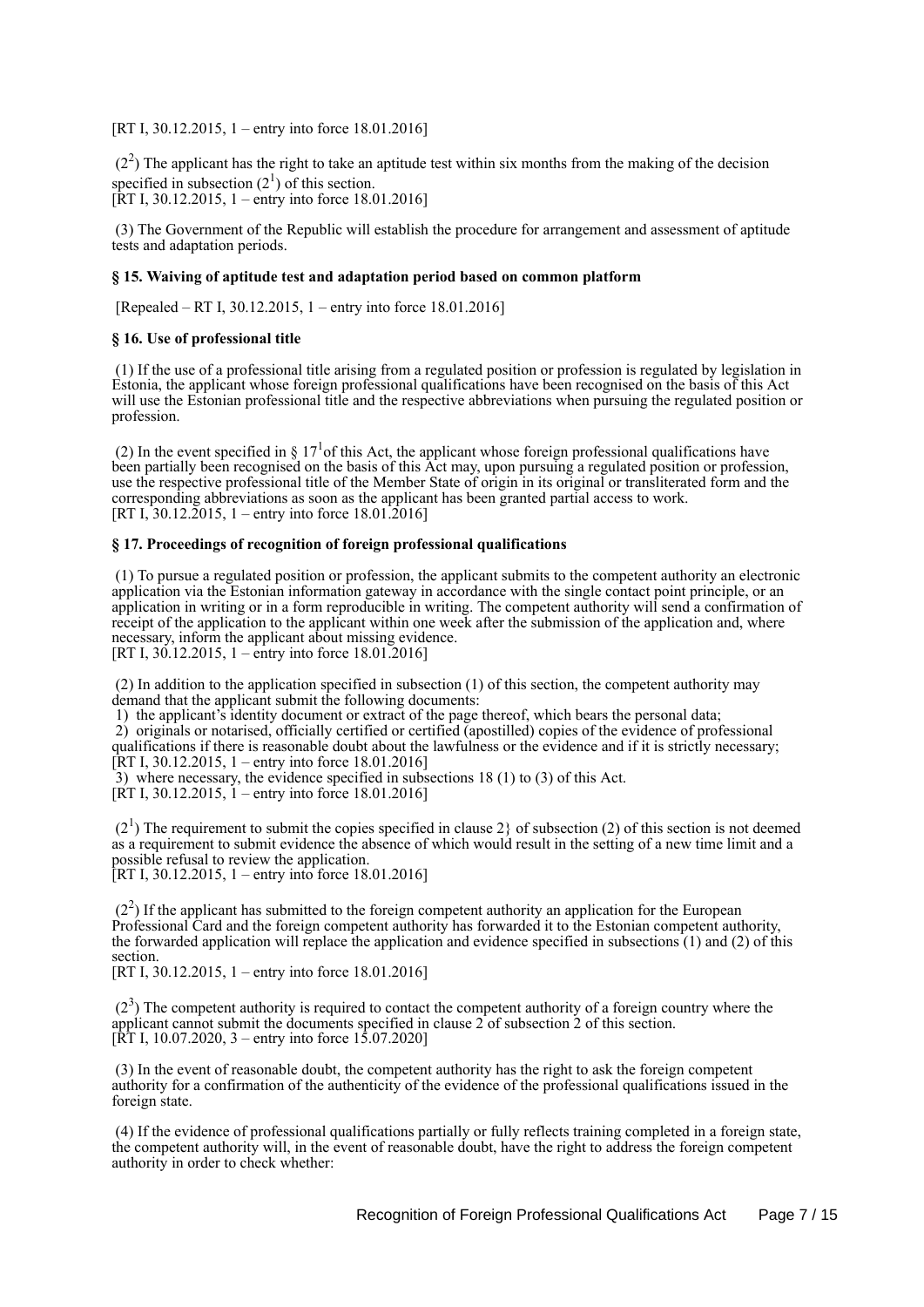[RT I, 30.12.2015, 1 – entry into force 18.01.2016]

($2^2$) The applicant has the right to take an aptitude test within six months from the making of the decision specified in subsection ($2^1$) of this section.
[RT I, 30.12.2015, 1 – entry into force 18.01.2016]

(3) The Government of the Republic will establish the procedure for arrangement and assessment of aptitude tests and adaptation periods.

### § 15. Waiving of aptitude test and adaptation period based on common platform

[Repealed – RT I, 30.12.2015, 1 – entry into force 18.01.2016]

### § 16. Use of professional title

(1) If the use of a professional title arising from a regulated position or profession is regulated by legislation in Estonia, the applicant whose foreign professional qualifications have been recognised on the basis of this Act will use the Estonian professional title and the respective abbreviations when pursuing the regulated position or profession.

(2) In the event specified in § $17^1$of this Act, the applicant whose foreign professional qualifications have been partially been recognised on the basis of this Act may, upon pursuing a regulated position or profession, use the respective professional title of the Member State of origin in its original or transliterated form and the corresponding abbreviations as soon as the applicant has been granted partial access to work.
[RT I, 30.12.2015, 1 – entry into force 18.01.2016]

### § 17. Proceedings of recognition of foreign professional qualifications

(1) To pursue a regulated position or profession, the applicant submits to the competent authority an electronic application via the Estonian information gateway in accordance with the single contact point principle, or an application in writing or in a form reproducible in writing. The competent authority will send a confirmation of receipt of the application to the applicant within one week after the submission of the application and, where necessary, inform the applicant about missing evidence.
[RT I, 30.12.2015, 1 – entry into force 18.01.2016]

(2) In addition to the application specified in subsection (1) of this section, the competent authority may demand that the applicant submit the following documents:
1) the applicant's identity document or extract of the page thereof, which bears the personal data;
2) originals or notarised, officially certified or certified (apostilled) copies of the evidence of professional qualifications if there is reasonable doubt about the lawfulness or the evidence and if it is strictly necessary;
[RT I, 30.12.2015, 1 – entry into force 18.01.2016]
3) where necessary, the evidence specified in subsections 18 (1) to (3) of this Act.
[RT I, 30.12.2015, 1 – entry into force 18.01.2016]

($2^1$) The requirement to submit the copies specified in clause 2} of subsection (2) of this section is not deemed as a requirement to submit evidence the absence of which would result in the setting of a new time limit and a possible refusal to review the application.
[RT I, 30.12.2015, 1 – entry into force 18.01.2016]

($2^2$) If the applicant has submitted to the foreign competent authority an application for the European Professional Card and the foreign competent authority has forwarded it to the Estonian competent authority, the forwarded application will replace the application and evidence specified in subsections (1) and (2) of this section.
[RT I, 30.12.2015, 1 – entry into force 18.01.2016]

($2^3$) The competent authority is required to contact the competent authority of a foreign country where the applicant cannot submit the documents specified in clause 2 of subsection 2 of this section.
[RT I, 10.07.2020, 3 – entry into force 15.07.2020]

(3) In the event of reasonable doubt, the competent authority has the right to ask the foreign competent authority for a confirmation of the authenticity of the evidence of the professional qualifications issued in the foreign state.

(4) If the evidence of professional qualifications partially or fully reflects training completed in a foreign state, the competent authority will, in the event of reasonable doubt, have the right to address the foreign competent authority in order to check whether: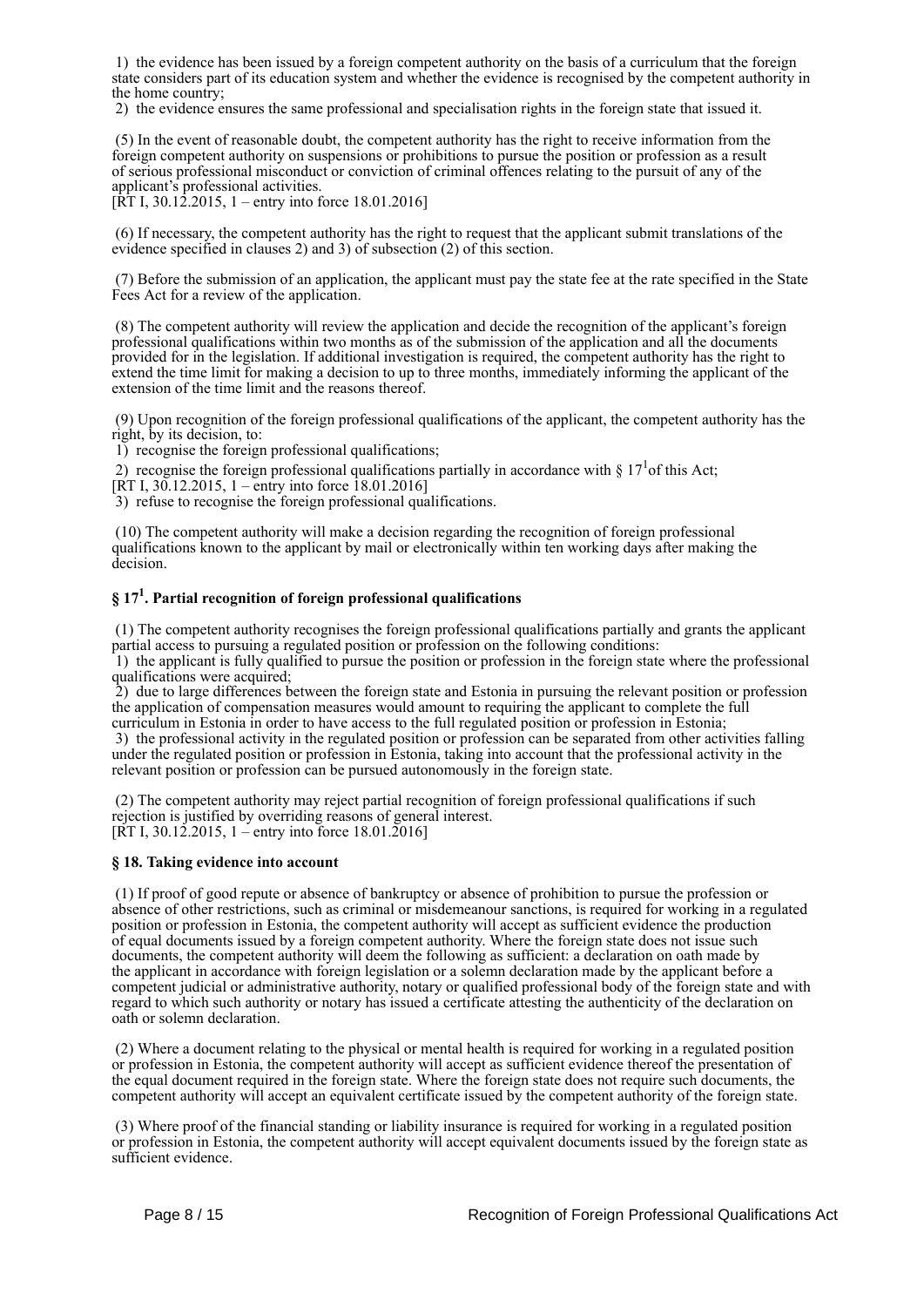1) the evidence has been issued by a foreign competent authority on the basis of a curriculum that the foreign state considers part of its education system and whether the evidence is recognised by the competent authority in the home country;

2) the evidence ensures the same professional and specialisation rights in the foreign state that issued it.

(5) In the event of reasonable doubt, the competent authority has the right to receive information from the foreign competent authority on suspensions or prohibitions to pursue the position or profession as a result of serious professional misconduct or conviction of criminal offences relating to the pursuit of any of the applicant's professional activities.
[RT I, 30.12.2015, 1 – entry into force 18.01.2016]

(6) If necessary, the competent authority has the right to request that the applicant submit translations of the evidence specified in clauses 2) and 3) of subsection (2) of this section.

(7) Before the submission of an application, the applicant must pay the state fee at the rate specified in the State Fees Act for a review of the application.

(8) The competent authority will review the application and decide the recognition of the applicant's foreign professional qualifications within two months as of the submission of the application and all the documents provided for in the legislation. If additional investigation is required, the competent authority has the right to extend the time limit for making a decision to up to three months, immediately informing the applicant of the extension of the time limit and the reasons thereof.

(9) Upon recognition of the foreign professional qualifications of the applicant, the competent authority has the right, by its decision, to:

1) recognise the foreign professional qualifications;

2) recognise the foreign professional qualifications partially in accordance with § 17[1] of this Act;
[RT I, 30.12.2015, 1 – entry into force 18.01.2016]

3) refuse to recognise the foreign professional qualifications.

(10) The competent authority will make a decision regarding the recognition of foreign professional qualifications known to the applicant by mail or electronically within ten working days after making the decision.

### § 17[1]. Partial recognition of foreign professional qualifications

(1) The competent authority recognises the foreign professional qualifications partially and grants the applicant partial access to pursuing a regulated position or profession on the following conditions:

1) the applicant is fully qualified to pursue the position or profession in the foreign state where the professional qualifications were acquired;

2) due to large differences between the foreign state and Estonia in pursuing the relevant position or profession the application of compensation measures would amount to requiring the applicant to complete the full curriculum in Estonia in order to have access to the full regulated position or profession in Estonia;

3) the professional activity in the regulated position or profession can be separated from other activities falling under the regulated position or profession in Estonia, taking into account that the professional activity in the relevant position or profession can be pursued autonomously in the foreign state.

(2) The competent authority may reject partial recognition of foreign professional qualifications if such rejection is justified by overriding reasons of general interest.
[RT I, 30.12.2015, 1 – entry into force 18.01.2016]

### § 18. Taking evidence into account

(1) If proof of good repute or absence of bankruptcy or absence of prohibition to pursue the profession or absence of other restrictions, such as criminal or misdemeanour sanctions, is required for working in a regulated position or profession in Estonia, the competent authority will accept as sufficient evidence the production of equal documents issued by a foreign competent authority. Where the foreign state does not issue such documents, the competent authority will deem the following as sufficient: a declaration on oath made by the applicant in accordance with foreign legislation or a solemn declaration made by the applicant before a competent judicial or administrative authority, notary or qualified professional body of the foreign state and with regard to which such authority or notary has issued a certificate attesting the authenticity of the declaration on oath or solemn declaration.

(2) Where a document relating to the physical or mental health is required for working in a regulated position or profession in Estonia, the competent authority will accept as sufficient evidence thereof the presentation of the equal document required in the foreign state. Where the foreign state does not require such documents, the competent authority will accept an equivalent certificate issued by the competent authority of the foreign state.

(3) Where proof of the financial standing or liability insurance is required for working in a regulated position or profession in Estonia, the competent authority will accept equivalent documents issued by the foreign state as sufficient evidence.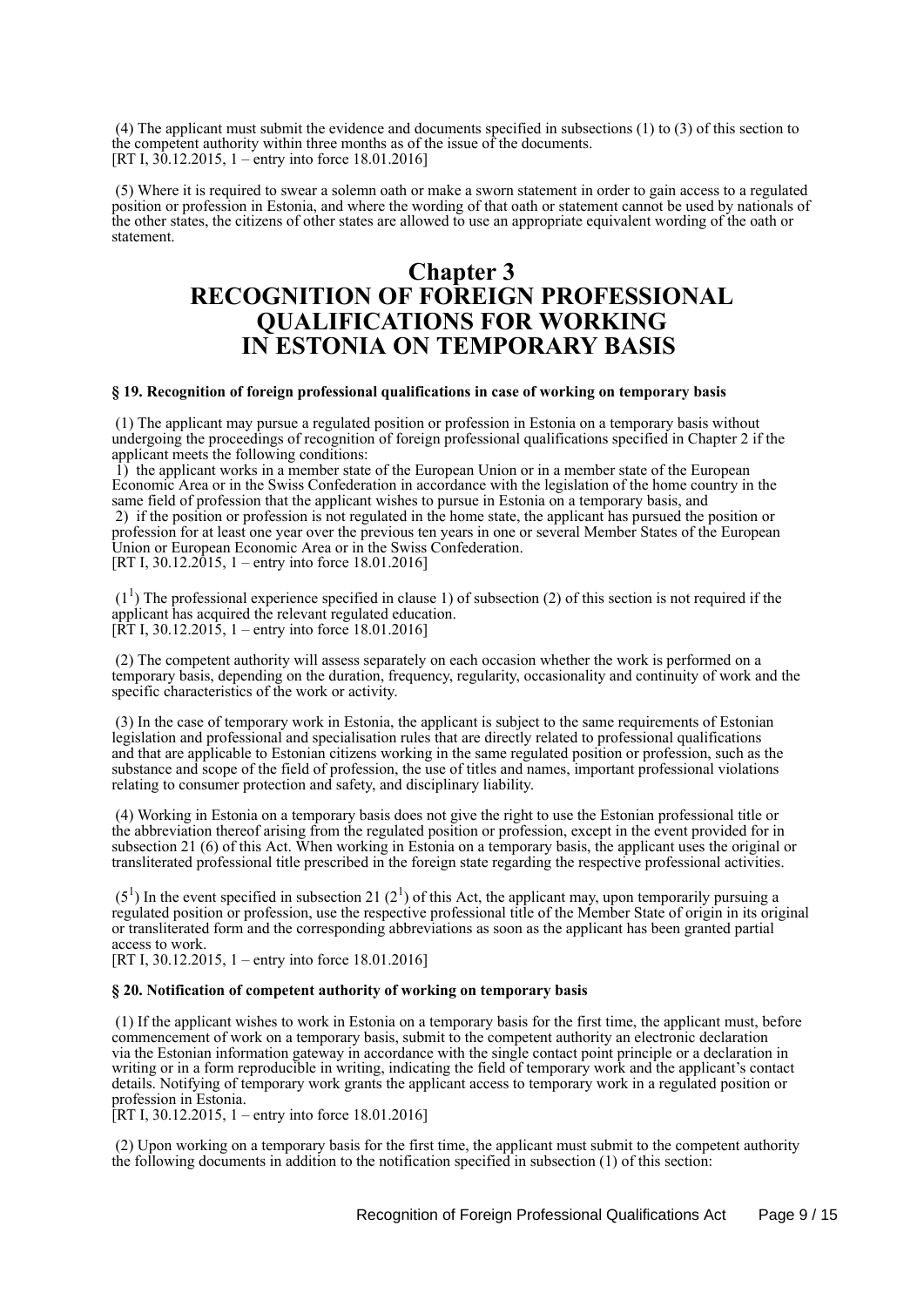(4) The applicant must submit the evidence and documents specified in subsections (1) to (3) of this section to the competent authority within three months as of the issue of the documents.
[RT I, 30.12.2015, 1 – entry into force 18.01.2016]

(5) Where it is required to swear a solemn oath or make a sworn statement in order to gain access to a regulated position or profession in Estonia, and where the wording of that oath or statement cannot be used by nationals of the other states, the citizens of other states are allowed to use an appropriate equivalent wording of the oath or statement.

# Chapter 3
# RECOGNITION OF FOREIGN PROFESSIONAL QUALIFICATIONS FOR WORKING IN ESTONIA ON TEMPORARY BASIS

**§ 19. Recognition of foreign professional qualifications in case of working on temporary basis**

(1) The applicant may pursue a regulated position or profession in Estonia on a temporary basis without undergoing the proceedings of recognition of foreign professional qualifications specified in Chapter 2 if the applicant meets the following conditions:
1) the applicant works in a member state of the European Union or in a member state of the European Economic Area or in the Swiss Confederation in accordance with the legislation of the home country in the same field of profession that the applicant wishes to pursue in Estonia on a temporary basis, and
2) if the position or profession is not regulated in the home state, the applicant has pursued the position or profession for at least one year over the previous ten years in one or several Member States of the European Union or European Economic Area or in the Swiss Confederation.
[RT I, 30.12.2015, 1 – entry into force 18.01.2016]

($1^1$) The professional experience specified in clause 1) of subsection (2) of this section is not required if the applicant has acquired the relevant regulated education.
[RT I, 30.12.2015, 1 – entry into force 18.01.2016]

(2) The competent authority will assess separately on each occasion whether the work is performed on a temporary basis, depending on the duration, frequency, regularity, occasionality and continuity of work and the specific characteristics of the work or activity.

(3) In the case of temporary work in Estonia, the applicant is subject to the same requirements of Estonian legislation and professional and specialisation rules that are directly related to professional qualifications and that are applicable to Estonian citizens working in the same regulated position or profession, such as the substance and scope of the field of profession, the use of titles and names, important professional violations relating to consumer protection and safety, and disciplinary liability.

(4) Working in Estonia on a temporary basis does not give the right to use the Estonian professional title or the abbreviation thereof arising from the regulated position or profession, except in the event provided for in subsection 21 (6) of this Act. When working in Estonia on a temporary basis, the applicant uses the original or transliterated professional title prescribed in the foreign state regarding the respective professional activities.

($5^1$) In the event specified in subsection 21 ($2^1$) of this Act, the applicant may, upon temporarily pursuing a regulated position or profession, use the respective professional title of the Member State of origin in its original or transliterated form and the corresponding abbreviations as soon as the applicant has been granted partial access to work.
[RT I, 30.12.2015, 1 – entry into force 18.01.2016]

**§ 20. Notification of competent authority of working on temporary basis**

(1) If the applicant wishes to work in Estonia on a temporary basis for the first time, the applicant must, before commencement of work on a temporary basis, submit to the competent authority an electronic declaration via the Estonian information gateway in accordance with the single contact point principle or a declaration in writing or in a form reproducible in writing, indicating the field of temporary work and the applicant's contact details. Notifying of temporary work grants the applicant access to temporary work in a regulated position or profession in Estonia.
[RT I, 30.12.2015, 1 – entry into force 18.01.2016]

(2) Upon working on a temporary basis for the first time, the applicant must submit to the competent authority the following documents in addition to the notification specified in subsection (1) of this section: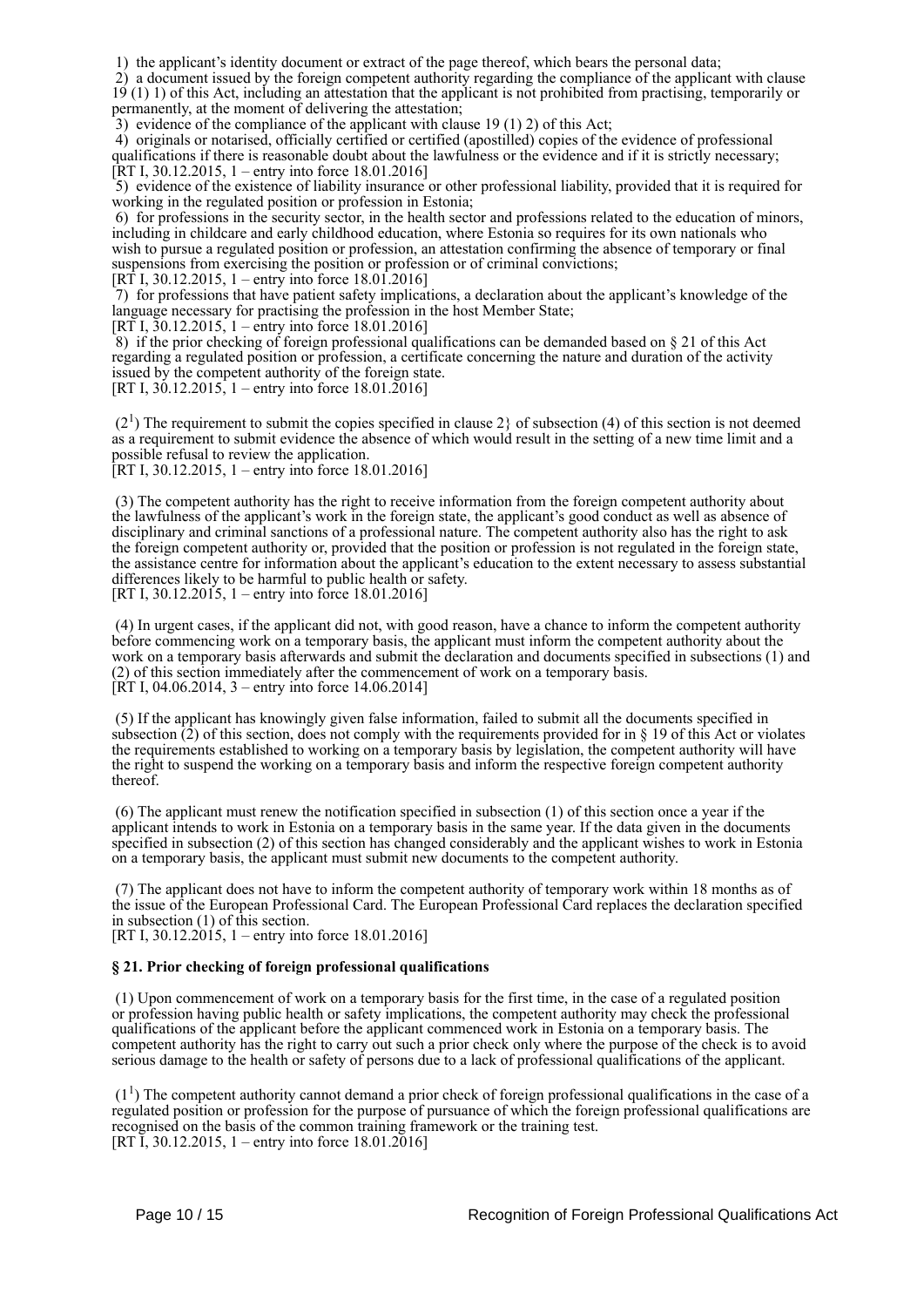1) the applicant's identity document or extract of the page thereof, which bears the personal data;

2) a document issued by the foreign competent authority regarding the compliance of the applicant with clause 19 (1) 1) of this Act, including an attestation that the applicant is not prohibited from practising, temporarily or permanently, at the moment of delivering the attestation;

3) evidence of the compliance of the applicant with clause 19 (1) 2) of this Act;

4) originals or notarised, officially certified or certified (apostilled) copies of the evidence of professional qualifications if there is reasonable doubt about the lawfulness or the evidence and if it is strictly necessary;
[RT I, 30.12.2015, 1 – entry into force 18.01.2016]

5) evidence of the existence of liability insurance or other professional liability, provided that it is required for working in the regulated position or profession in Estonia;

6) for professions in the security sector, in the health sector and professions related to the education of minors, including in childcare and early childhood education, where Estonia so requires for its own nationals who wish to pursue a regulated position or profession, an attestation confirming the absence of temporary or final suspensions from exercising the position or profession or of criminal convictions;
[RT I, 30.12.2015, 1 – entry into force 18.01.2016]

7) for professions that have patient safety implications, a declaration about the applicant's knowledge of the language necessary for practising the profession in the host Member State;
[RT I, 30.12.2015, 1 – entry into force 18.01.2016]

8) if the prior checking of foreign professional qualifications can be demanded based on § 21 of this Act regarding a regulated position or profession, a certificate concerning the nature and duration of the activity issued by the competent authority of the foreign state.
[RT I, 30.12.2015, 1 – entry into force 18.01.2016]

(2[1]) The requirement to submit the copies specified in clause 2} of subsection (4) of this section is not deemed as a requirement to submit evidence the absence of which would result in the setting of a new time limit and a possible refusal to review the application.
[RT I, 30.12.2015, 1 – entry into force 18.01.2016]

(3) The competent authority has the right to receive information from the foreign competent authority about the lawfulness of the applicant's work in the foreign state, the applicant's good conduct as well as absence of disciplinary and criminal sanctions of a professional nature. The competent authority also has the right to ask the foreign competent authority or, provided that the position or profession is not regulated in the foreign state, the assistance centre for information about the applicant's education to the extent necessary to assess substantial differences likely to be harmful to public health or safety.
[RT I, 30.12.2015, 1 – entry into force 18.01.2016]

(4) In urgent cases, if the applicant did not, with good reason, have a chance to inform the competent authority before commencing work on a temporary basis, the applicant must inform the competent authority about the work on a temporary basis afterwards and submit the declaration and documents specified in subsections (1) and (2) of this section immediately after the commencement of work on a temporary basis.
[RT I, 04.06.2014, 3 – entry into force 14.06.2014]

(5) If the applicant has knowingly given false information, failed to submit all the documents specified in subsection (2) of this section, does not comply with the requirements provided for in § 19 of this Act or violates the requirements established to working on a temporary basis by legislation, the competent authority will have the right to suspend the working on a temporary basis and inform the respective foreign competent authority thereof.

(6) The applicant must renew the notification specified in subsection (1) of this section once a year if the applicant intends to work in Estonia on a temporary basis in the same year. If the data given in the documents specified in subsection (2) of this section has changed considerably and the applicant wishes to work in Estonia on a temporary basis, the applicant must submit new documents to the competent authority.

(7) The applicant does not have to inform the competent authority of temporary work within 18 months as of the issue of the European Professional Card. The European Professional Card replaces the declaration specified in subsection (1) of this section.
[RT I, 30.12.2015, 1 – entry into force 18.01.2016]

### § 21. Prior checking of foreign professional qualifications

(1) Upon commencement of work on a temporary basis for the first time, in the case of a regulated position or profession having public health or safety implications, the competent authority may check the professional qualifications of the applicant before the applicant commenced work in Estonia on a temporary basis. The competent authority has the right to carry out such a prior check only where the purpose of the check is to avoid serious damage to the health or safety of persons due to a lack of professional qualifications of the applicant.

(1[1]) The competent authority cannot demand a prior check of foreign professional qualifications in the case of a regulated position or profession for the purpose of pursuance of which the foreign professional qualifications are recognised on the basis of the common training framework or the training test.
[RT I, 30.12.2015, 1 – entry into force 18.01.2016]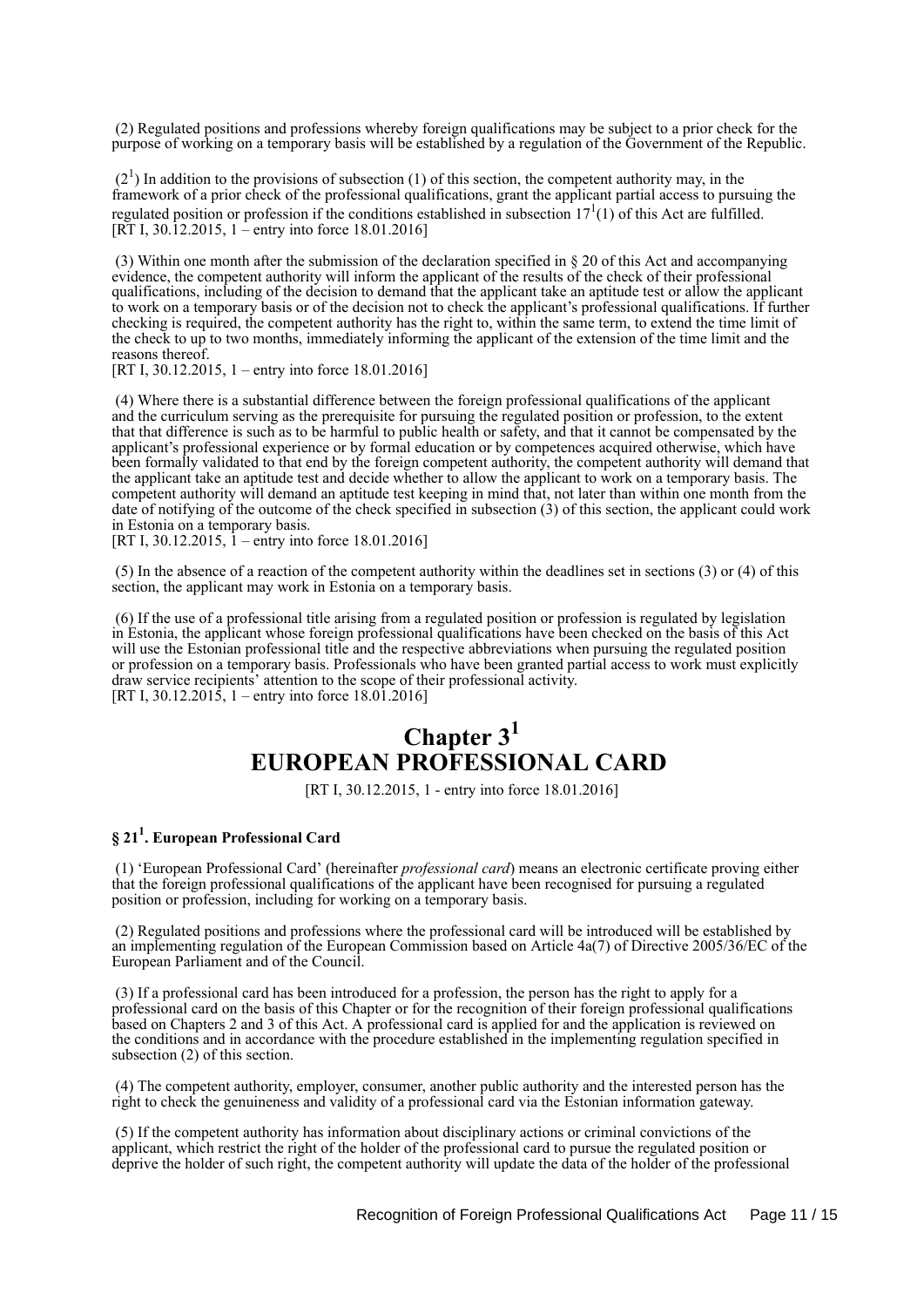(2) Regulated positions and professions whereby foreign qualifications may be subject to a prior check for the purpose of working on a temporary basis will be established by a regulation of the Government of the Republic.

($2^1$) In addition to the provisions of subsection (1) of this section, the competent authority may, in the framework of a prior check of the professional qualifications, grant the applicant partial access to pursuing the regulated position or profession if the conditions established in subsection $17^1(1)$ of this Act are fulfilled.
[RT I, 30.12.2015, 1 – entry into force 18.01.2016]

(3) Within one month after the submission of the declaration specified in § 20 of this Act and accompanying evidence, the competent authority will inform the applicant of the results of the check of their professional qualifications, including of the decision to demand that the applicant take an aptitude test or allow the applicant to work on a temporary basis or of the decision not to check the applicant's professional qualifications. If further checking is required, the competent authority has the right to, within the same term, to extend the time limit of the check to up to two months, immediately informing the applicant of the extension of the time limit and the reasons thereof.
[RT I, 30.12.2015, 1 – entry into force 18.01.2016]

(4) Where there is a substantial difference between the foreign professional qualifications of the applicant and the curriculum serving as the prerequisite for pursuing the regulated position or profession, to the extent that that difference is such as to be harmful to public health or safety, and that it cannot be compensated by the applicant's professional experience or by formal education or by competences acquired otherwise, which have been formally validated to that end by the foreign competent authority, the competent authority will demand that the applicant take an aptitude test and decide whether to allow the applicant to work on a temporary basis. The competent authority will demand an aptitude test keeping in mind that, not later than within one month from the date of notifying of the outcome of the check specified in subsection (3) of this section, the applicant could work in Estonia on a temporary basis.
[RT I, 30.12.2015, 1 – entry into force 18.01.2016]

(5) In the absence of a reaction of the competent authority within the deadlines set in sections (3) or (4) of this section, the applicant may work in Estonia on a temporary basis.

(6) If the use of a professional title arising from a regulated position or profession is regulated by legislation in Estonia, the applicant whose foreign professional qualifications have been checked on the basis of this Act will use the Estonian professional title and the respective abbreviations when pursuing the regulated position or profession on a temporary basis. Professionals who have been granted partial access to work must explicitly draw service recipients' attention to the scope of their professional activity.
[RT I, 30.12.2015, 1 – entry into force 18.01.2016]

# Chapter $3^1$
# EUROPEAN PROFESSIONAL CARD

[RT I, 30.12.2015, 1 - entry into force 18.01.2016]

### § $21^1$. European Professional Card

(1) 'European Professional Card' (hereinafter *professional card*) means an electronic certificate proving either that the foreign professional qualifications of the applicant have been recognised for pursuing a regulated position or profession, including for working on a temporary basis.

(2) Regulated positions and professions where the professional card will be introduced will be established by an implementing regulation of the European Commission based on Article 4a(7) of Directive 2005/36/EC of the European Parliament and of the Council.

(3) If a professional card has been introduced for a profession, the person has the right to apply for a professional card on the basis of this Chapter or for the recognition of their foreign professional qualifications based on Chapters 2 and 3 of this Act. A professional card is applied for and the application is reviewed on the conditions and in accordance with the procedure established in the implementing regulation specified in subsection (2) of this section.

(4) The competent authority, employer, consumer, another public authority and the interested person has the right to check the genuineness and validity of a professional card via the Estonian information gateway.

(5) If the competent authority has information about disciplinary actions or criminal convictions of the applicant, which restrict the right of the holder of the professional card to pursue the regulated position or deprive the holder of such right, the competent authority will update the data of the holder of the professional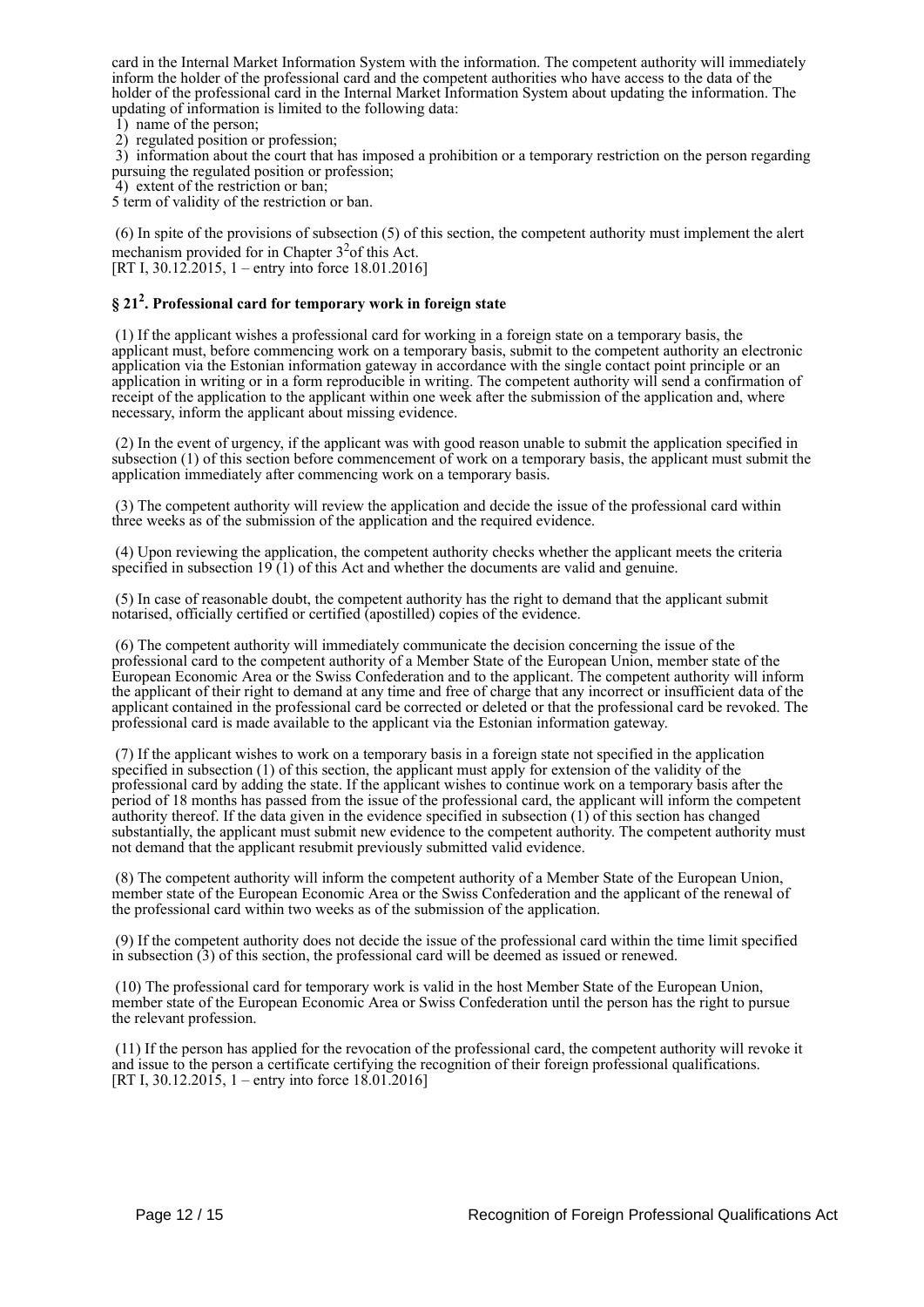card in the Internal Market Information System with the information. The competent authority will immediately inform the holder of the professional card and the competent authorities who have access to the data of the holder of the professional card in the Internal Market Information System about updating the information. The updating of information is limited to the following data:

1) name of the person;
2) regulated position or profession;
3) information about the court that has imposed a prohibition or a temporary restriction on the person regarding pursuing the regulated position or profession;
4) extent of the restriction or ban;
5 term of validity of the restriction or ban.

(6) In spite of the provisions of subsection (5) of this section, the competent authority must implement the alert mechanism provided for in Chapter $3^2$of this Act.
[RT I, 30.12.2015, 1 – entry into force 18.01.2016]

### § $21^2$. Professional card for temporary work in foreign state

(1) If the applicant wishes a professional card for working in a foreign state on a temporary basis, the applicant must, before commencing work on a temporary basis, submit to the competent authority an electronic application via the Estonian information gateway in accordance with the single contact point principle or an application in writing or in a form reproducible in writing. The competent authority will send a confirmation of receipt of the application to the applicant within one week after the submission of the application and, where necessary, inform the applicant about missing evidence.

(2) In the event of urgency, if the applicant was with good reason unable to submit the application specified in subsection (1) of this section before commencement of work on a temporary basis, the applicant must submit the application immediately after commencing work on a temporary basis.

(3) The competent authority will review the application and decide the issue of the professional card within three weeks as of the submission of the application and the required evidence.

(4) Upon reviewing the application, the competent authority checks whether the applicant meets the criteria specified in subsection 19 (1) of this Act and whether the documents are valid and genuine.

(5) In case of reasonable doubt, the competent authority has the right to demand that the applicant submit notarised, officially certified or certified (apostilled) copies of the evidence.

(6) The competent authority will immediately communicate the decision concerning the issue of the professional card to the competent authority of a Member State of the European Union, member state of the European Economic Area or the Swiss Confederation and to the applicant. The competent authority will inform the applicant of their right to demand at any time and free of charge that any incorrect or insufficient data of the applicant contained in the professional card be corrected or deleted or that the professional card be revoked. The professional card is made available to the applicant via the Estonian information gateway.

(7) If the applicant wishes to work on a temporary basis in a foreign state not specified in the application specified in subsection (1) of this section, the applicant must apply for extension of the validity of the professional card by adding the state. If the applicant wishes to continue work on a temporary basis after the period of 18 months has passed from the issue of the professional card, the applicant will inform the competent authority thereof. If the data given in the evidence specified in subsection (1) of this section has changed substantially, the applicant must submit new evidence to the competent authority. The competent authority must not demand that the applicant resubmit previously submitted valid evidence.

(8) The competent authority will inform the competent authority of a Member State of the European Union, member state of the European Economic Area or the Swiss Confederation and the applicant of the renewal of the professional card within two weeks as of the submission of the application.

(9) If the competent authority does not decide the issue of the professional card within the time limit specified in subsection (3) of this section, the professional card will be deemed as issued or renewed.

(10) The professional card for temporary work is valid in the host Member State of the European Union, member state of the European Economic Area or Swiss Confederation until the person has the right to pursue the relevant profession.

(11) If the person has applied for the revocation of the professional card, the competent authority will revoke it and issue to the person a certificate certifying the recognition of their foreign professional qualifications.
[RT I, 30.12.2015, 1 – entry into force 18.01.2016]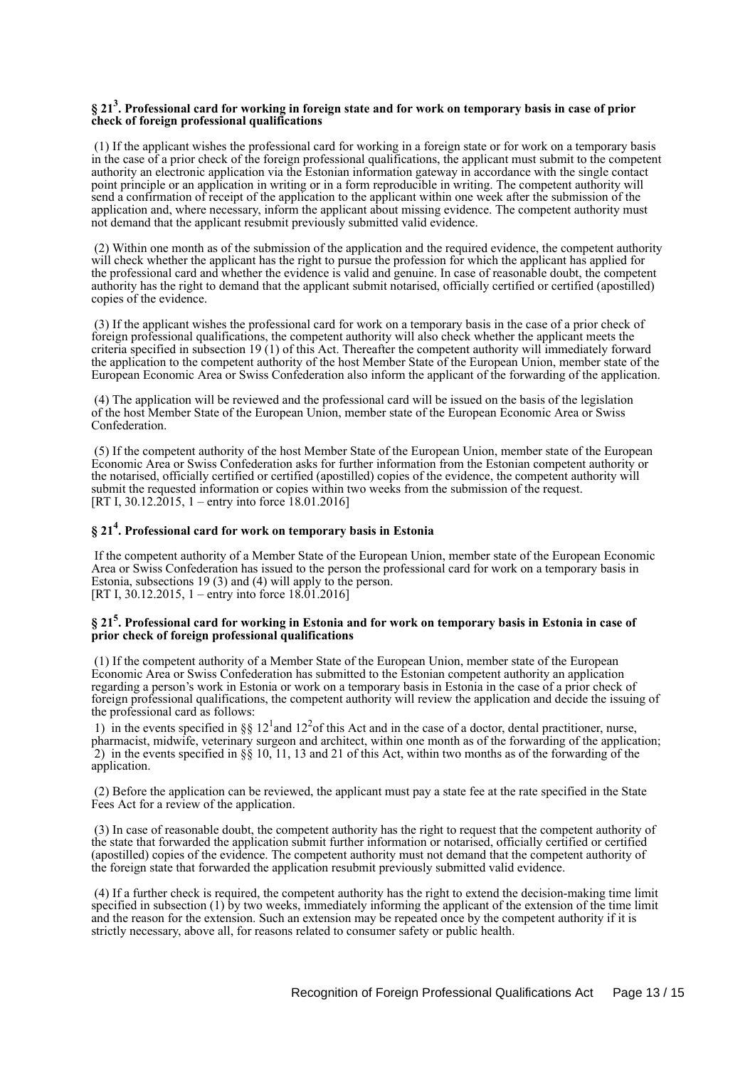### § 21[3]. Professional card for working in foreign state and for work on temporary basis in case of prior check of foreign professional qualifications

(1) If the applicant wishes the professional card for working in a foreign state or for work on a temporary basis in the case of a prior check of the foreign professional qualifications, the applicant must submit to the competent authority an electronic application via the Estonian information gateway in accordance with the single contact point principle or an application in writing or in a form reproducible in writing. The competent authority will send a confirmation of receipt of the application to the applicant within one week after the submission of the application and, where necessary, inform the applicant about missing evidence. The competent authority must not demand that the applicant resubmit previously submitted valid evidence.

(2) Within one month as of the submission of the application and the required evidence, the competent authority will check whether the applicant has the right to pursue the profession for which the applicant has applied for the professional card and whether the evidence is valid and genuine. In case of reasonable doubt, the competent authority has the right to demand that the applicant submit notarised, officially certified or certified (apostilled) copies of the evidence.

(3) If the applicant wishes the professional card for work on a temporary basis in the case of a prior check of foreign professional qualifications, the competent authority will also check whether the applicant meets the criteria specified in subsection 19 (1) of this Act. Thereafter the competent authority will immediately forward the application to the competent authority of the host Member State of the European Union, member state of the European Economic Area or Swiss Confederation also inform the applicant of the forwarding of the application.

(4) The application will be reviewed and the professional card will be issued on the basis of the legislation of the host Member State of the European Union, member state of the European Economic Area or Swiss Confederation.

(5) If the competent authority of the host Member State of the European Union, member state of the European Economic Area or Swiss Confederation asks for further information from the Estonian competent authority or the notarised, officially certified or certified (apostilled) copies of the evidence, the competent authority will submit the requested information or copies within two weeks from the submission of the request.
[RT I, 30.12.2015, 1 – entry into force 18.01.2016]

### § 21[4]. Professional card for work on temporary basis in Estonia

If the competent authority of a Member State of the European Union, member state of the European Economic Area or Swiss Confederation has issued to the person the professional card for work on a temporary basis in Estonia, subsections 19 (3) and (4) will apply to the person.
[RT I, 30.12.2015, 1 – entry into force 18.01.2016]

### § 21[5]. Professional card for working in Estonia and for work on temporary basis in Estonia in case of prior check of foreign professional qualifications

(1) If the competent authority of a Member State of the European Union, member state of the European Economic Area or Swiss Confederation has submitted to the Estonian competent authority an application regarding a person's work in Estonia or work on a temporary basis in Estonia in the case of a prior check of foreign professional qualifications, the competent authority will review the application and decide the issuing of the professional card as follows:

1) in the events specified in §§ 12[1] and 12[2] of this Act and in the case of a doctor, dental practitioner, nurse, pharmacist, midwife, veterinary surgeon and architect, within one month as of the forwarding of the application;
2) in the events specified in §§ 10, 11, 13 and 21 of this Act, within two months as of the forwarding of the application.

(2) Before the application can be reviewed, the applicant must pay a state fee at the rate specified in the State Fees Act for a review of the application.

(3) In case of reasonable doubt, the competent authority has the right to request that the competent authority of the state that forwarded the application submit further information or notarised, officially certified or certified (apostilled) copies of the evidence. The competent authority must not demand that the competent authority of the foreign state that forwarded the application resubmit previously submitted valid evidence.

(4) If a further check is required, the competent authority has the right to extend the decision-making time limit specified in subsection (1) by two weeks, immediately informing the applicant of the extension of the time limit and the reason for the extension. Such an extension may be repeated once by the competent authority if it is strictly necessary, above all, for reasons related to consumer safety or public health.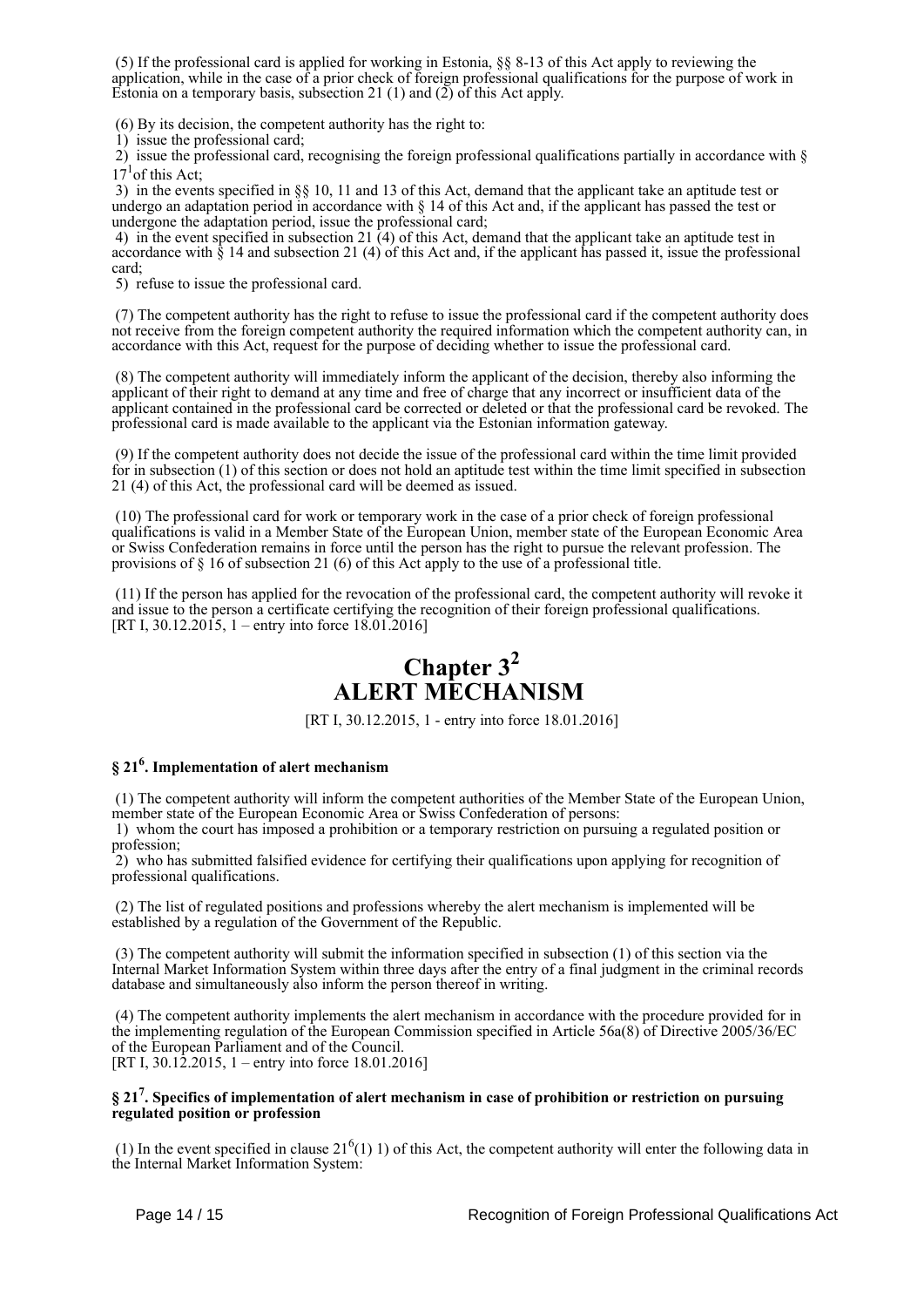(5) If the professional card is applied for working in Estonia, §§ 8-13 of this Act apply to reviewing the application, while in the case of a prior check of foreign professional qualifications for the purpose of work in Estonia on a temporary basis, subsection 21 (1) and (2) of this Act apply.

(6) By its decision, the competent authority has the right to:

1) issue the professional card;

2) issue the professional card, recognising the foreign professional qualifications partially in accordance with § $17^1$ of this Act;

3) in the events specified in §§ 10, 11 and 13 of this Act, demand that the applicant take an aptitude test or undergo an adaptation period in accordance with § 14 of this Act and, if the applicant has passed the test or undergone the adaptation period, issue the professional card;

4) in the event specified in subsection 21 (4) of this Act, demand that the applicant take an aptitude test in accordance with § 14 and subsection 21 (4) of this Act and, if the applicant has passed it, issue the professional card;

5) refuse to issue the professional card.

(7) The competent authority has the right to refuse to issue the professional card if the competent authority does not receive from the foreign competent authority the required information which the competent authority can, in accordance with this Act, request for the purpose of deciding whether to issue the professional card.

(8) The competent authority will immediately inform the applicant of the decision, thereby also informing the applicant of their right to demand at any time and free of charge that any incorrect or insufficient data of the applicant contained in the professional card be corrected or deleted or that the professional card be revoked. The professional card is made available to the applicant via the Estonian information gateway.

(9) If the competent authority does not decide the issue of the professional card within the time limit provided for in subsection (1) of this section or does not hold an aptitude test within the time limit specified in subsection 21 (4) of this Act, the professional card will be deemed as issued.

(10) The professional card for work or temporary work in the case of a prior check of foreign professional qualifications is valid in a Member State of the European Union, member state of the European Economic Area or Swiss Confederation remains in force until the person has the right to pursue the relevant profession. The provisions of § 16 of subsection 21 (6) of this Act apply to the use of a professional title.

(11) If the person has applied for the revocation of the professional card, the competent authority will revoke it and issue to the person a certificate certifying the recognition of their foreign professional qualifications.
[RT I, 30.12.2015, 1 – entry into force 18.01.2016]

# Chapter $3^2$ ALERT MECHANISM

[RT I, 30.12.2015, 1 - entry into force 18.01.2016]

### § $21^6$. Implementation of alert mechanism

(1) The competent authority will inform the competent authorities of the Member State of the European Union, member state of the European Economic Area or Swiss Confederation of persons:

1) whom the court has imposed a prohibition or a temporary restriction on pursuing a regulated position or profession;

2) who has submitted falsified evidence for certifying their qualifications upon applying for recognition of professional qualifications.

(2) The list of regulated positions and professions whereby the alert mechanism is implemented will be established by a regulation of the Government of the Republic.

(3) The competent authority will submit the information specified in subsection (1) of this section via the Internal Market Information System within three days after the entry of a final judgment in the criminal records database and simultaneously also inform the person thereof in writing.

(4) The competent authority implements the alert mechanism in accordance with the procedure provided for in the implementing regulation of the European Commission specified in Article 56a(8) of Directive 2005/36/EC of the European Parliament and of the Council.
[RT I, 30.12.2015, 1 – entry into force 18.01.2016]

### § $21^7$. Specifics of implementation of alert mechanism in case of prohibition or restriction on pursuing regulated position or profession

(1) In the event specified in clause $21^6$(1) 1) of this Act, the competent authority will enter the following data in the Internal Market Information System: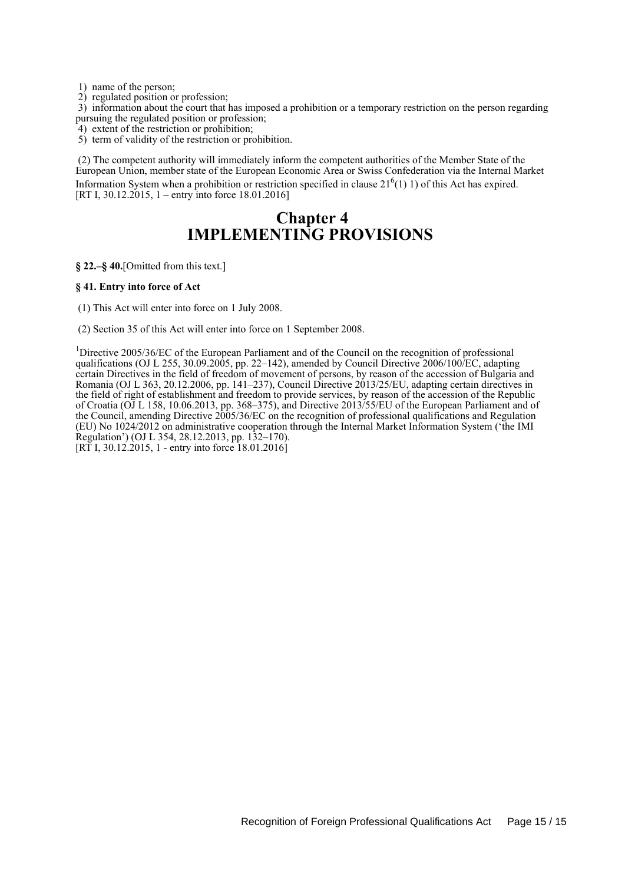1) name of the person;
2) regulated position or profession;
3) information about the court that has imposed a prohibition or a temporary restriction on the person regarding pursuing the regulated position or profession;
4) extent of the restriction or prohibition;
5) term of validity of the restriction or prohibition.

(2) The competent authority will immediately inform the competent authorities of the Member State of the European Union, member state of the European Economic Area or Swiss Confederation via the Internal Market Information System when a prohibition or restriction specified in clause $21^6$(1) 1) of this Act has expired.
[RT I, 30.12.2015, 1 – entry into force 18.01.2016]

# Chapter 4
# IMPLEMENTING PROVISIONS

**§ 22.–§ 40.**[Omitted from this text.]

**§ 41. Entry into force of Act**

(1) This Act will enter into force on 1 July 2008.

(2) Section 35 of this Act will enter into force on 1 September 2008.

[1]Directive 2005/36/EC of the European Parliament and of the Council on the recognition of professional qualifications (OJ L 255, 30.09.2005, pp. 22–142), amended by Council Directive 2006/100/EC, adapting certain Directives in the field of freedom of movement of persons, by reason of the accession of Bulgaria and Romania (OJ L 363, 20.12.2006, pp. 141–237), Council Directive 2013/25/EU, adapting certain directives in the field of right of establishment and freedom to provide services, by reason of the accession of the Republic of Croatia (OJ L 158, 10.06.2013, pp. 368–375), and Directive 2013/55/EU of the European Parliament and of the Council, amending Directive 2005/36/EC on the recognition of professional qualifications and Regulation (EU) No 1024/2012 on administrative cooperation through the Internal Market Information System ('the IMI Regulation') (OJ L 354, 28.12.2013, pp. 132–170).
[RT I, 30.12.2015, 1 - entry into force 18.01.2016]